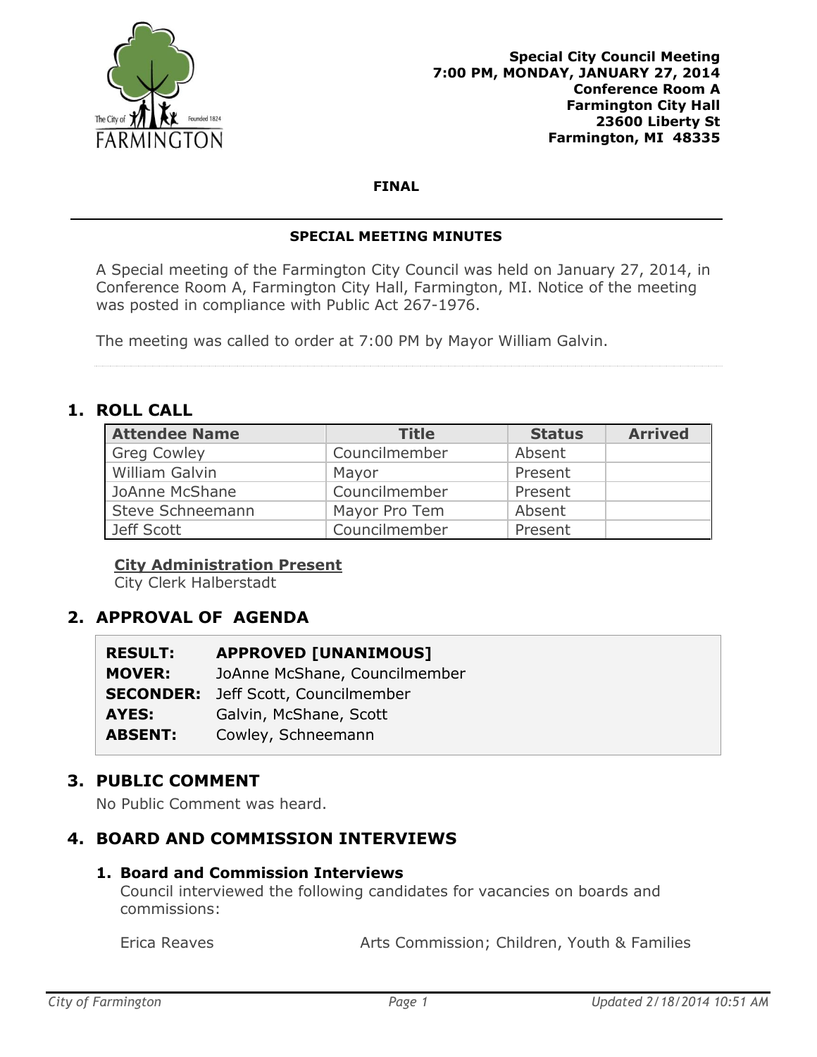**Special City Council Meeting**
**7:00 PM, MONDAY, JANUARY 27, 2014**
**Conference Room A**
**Farmington City Hall**
**23600 Liberty St**
**Farmington, MI 48335**

**FINAL**

---

## SPECIAL MEETING MINUTES

A Special meeting of the Farmington City Council was held on January 27, 2014, in Conference Room A, Farmington City Hall, Farmington, MI. Notice of the meeting was posted in compliance with Public Act 267-1976.

The meeting was called to order at 7:00 PM by Mayor William Galvin.

## 1. ROLL CALL

| Attendee Name | Title | Status | Arrived |
|---|---|---|---|
| Greg Cowley | Councilmember | Absent | |
| William Galvin | Mayor | Present | |
| JoAnne McShane | Councilmember | Present | |
| Steve Schneemann | Mayor Pro Tem | Absent | |
| Jeff Scott | Councilmember | Present | |

**City Administration Present**
City Clerk Halberstadt

## 2. APPROVAL OF AGENDA

**RESULT:** **APPROVED [UNANIMOUS]**
**MOVER:** JoAnne McShane, Councilmember
**SECONDER:** Jeff Scott, Councilmember
**AYES:** Galvin, McShane, Scott
**ABSENT:** Cowley, Schneemann

## 3. PUBLIC COMMENT

No Public Comment was heard.

## 4. BOARD AND COMMISSION INTERVIEWS

### 1. Board and Commission Interviews

Council interviewed the following candidates for vacancies on boards and commissions:

Erica Reaves — Arts Commission; Children, Youth & Families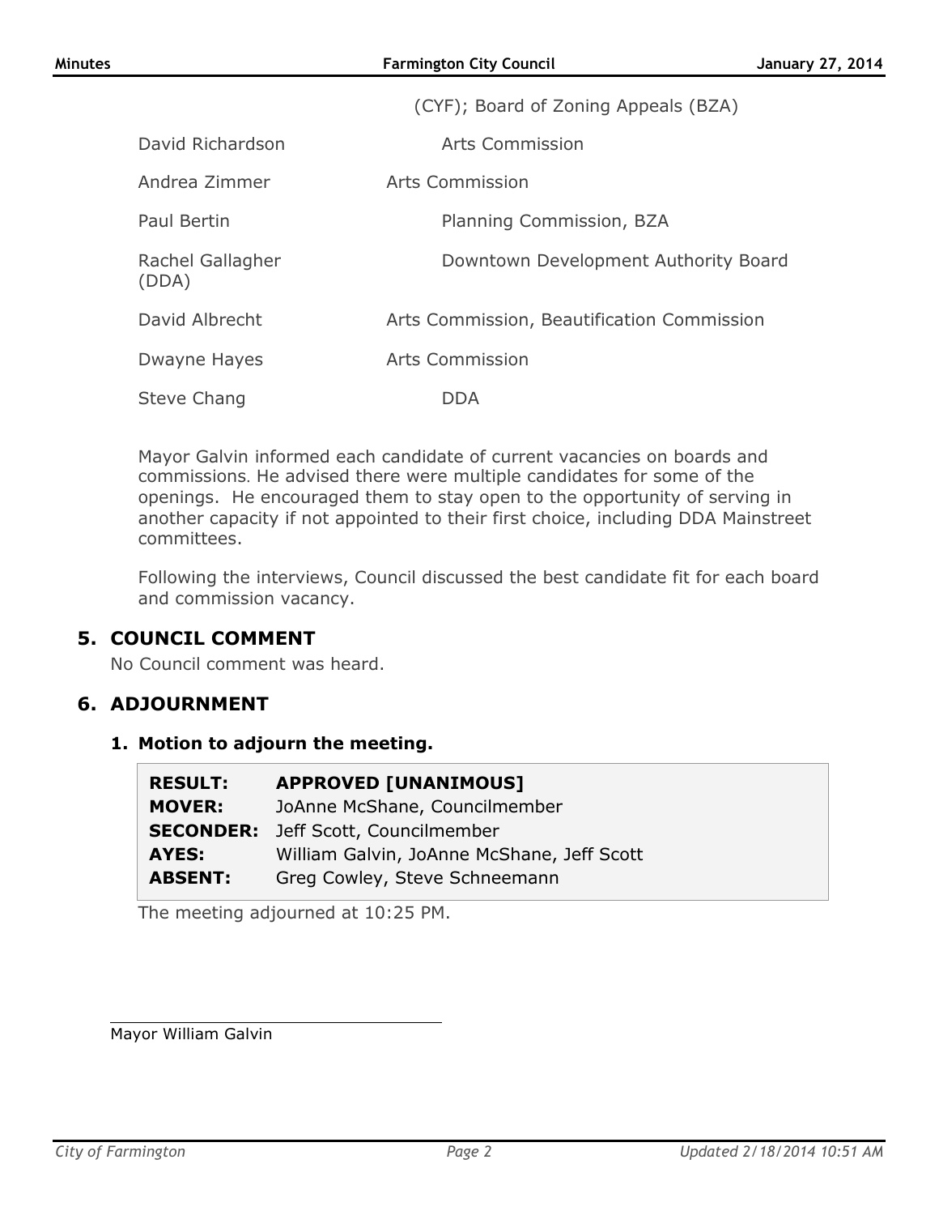(CYF); Board of Zoning Appeals (BZA)

| | |
|---|---|
| David Richardson | Arts Commission |
| Andrea Zimmer | Arts Commission |
| Paul Bertin | Planning Commission, BZA |
| Rachel Gallagher (DDA) | Downtown Development Authority Board |
| David Albrecht | Arts Commission, Beautification Commission |
| Dwayne Hayes | Arts Commission |
| Steve Chang | DDA |

Mayor Galvin informed each candidate of current vacancies on boards and commissions. He advised there were multiple candidates for some of the openings. He encouraged them to stay open to the opportunity of serving in another capacity if not appointed to their first choice, including DDA Mainstreet committees.

Following the interviews, Council discussed the best candidate fit for each board and commission vacancy.

## 5. COUNCIL COMMENT

No Council comment was heard.

## 6. ADJOURNMENT

### 1. Motion to adjourn the meeting.

| | |
|---|---|
| **RESULT:** | **APPROVED [UNANIMOUS]** |
| **MOVER:** | JoAnne McShane, Councilmember |
| **SECONDER:** | Jeff Scott, Councilmember |
| **AYES:** | William Galvin, JoAnne McShane, Jeff Scott |
| **ABSENT:** | Greg Cowley, Steve Schneemann |

The meeting adjourned at 10:25 PM.

Mayor William Galvin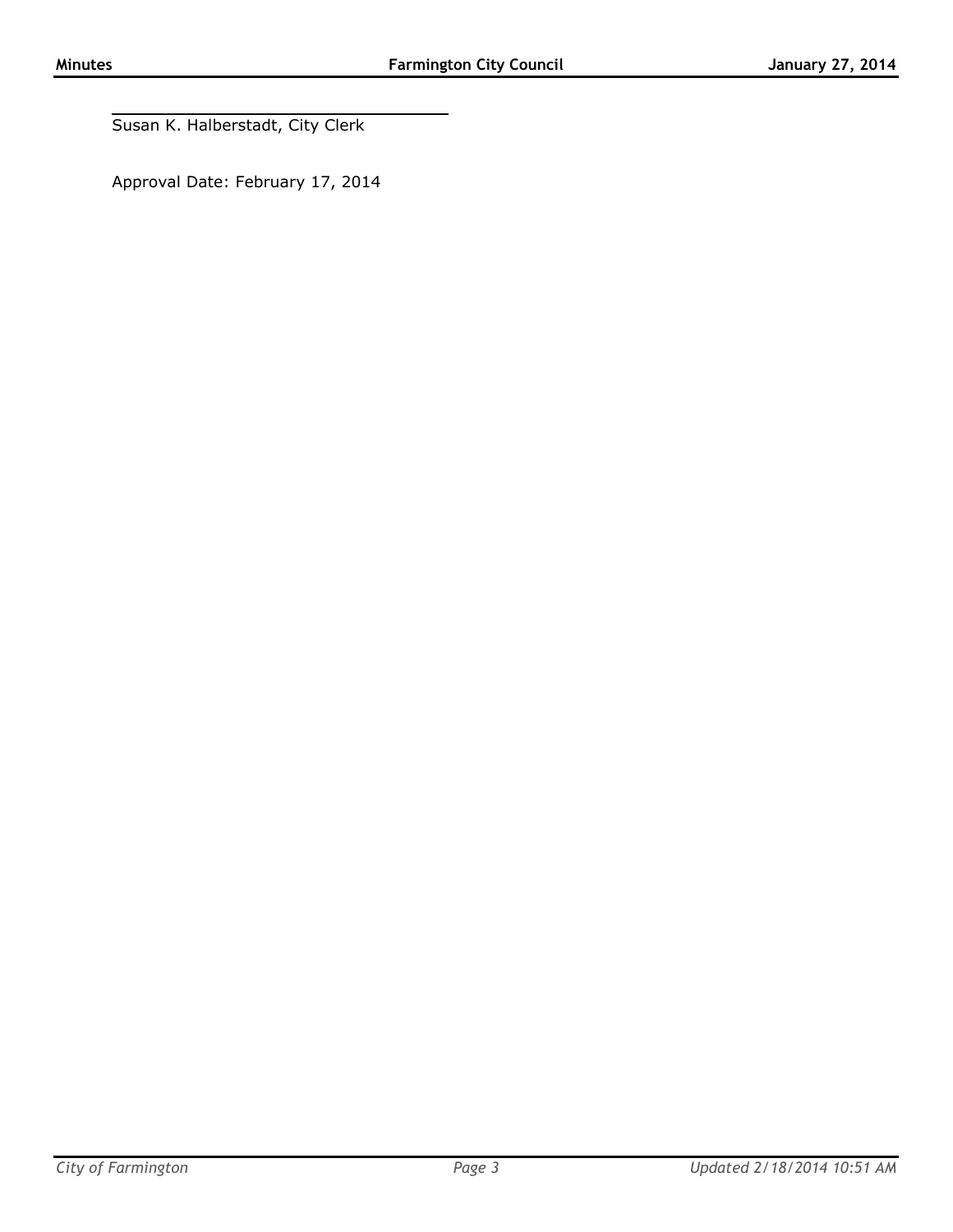Susan K. Halberstadt, City Clerk

Approval Date: February 17, 2014